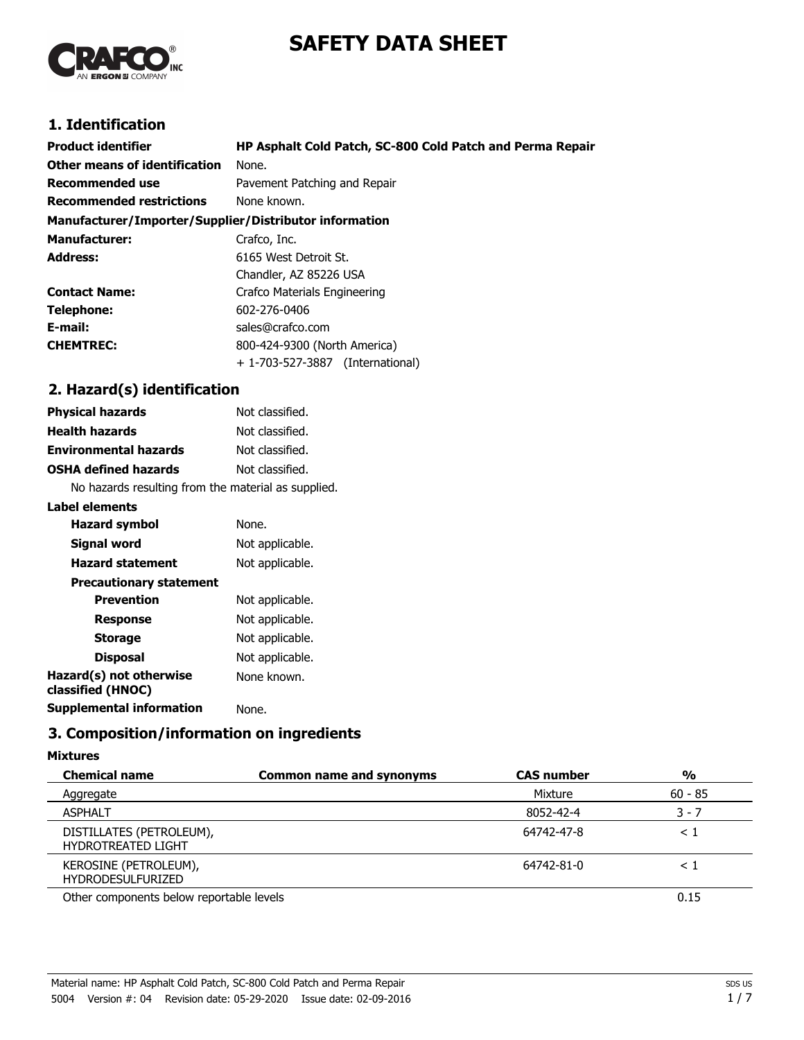# SAFETY DATA SHEET

## 1. Identification

| | |
|---|---|
| **Product identifier** | **HP Asphalt Cold Patch, SC-800 Cold Patch and Perma Repair** |
| **Other means of identification** | None. |
| **Recommended use** | Pavement Patching and Repair |
| **Recommended restrictions** | None known. |

**Manufacturer/Importer/Supplier/Distributor information**

| | |
|---|---|
| **Manufacturer:** | Crafco, Inc. |
| **Address:** | 6165 West Detroit St.<br>Chandler, AZ 85226 USA |
| **Contact Name:** | Crafco Materials Engineering |
| **Telephone:** | 602-276-0406 |
| **E-mail:** | sales@crafco.com |
| **CHEMTREC:** | 800-424-9300 (North America)<br>+ 1-703-527-3887 (International) |

## 2. Hazard(s) identification

| | |
|---|---|
| **Physical hazards** | Not classified. |
| **Health hazards** | Not classified. |
| **Environmental hazards** | Not classified. |
| **OSHA defined hazards** | Not classified. |

No hazards resulting from the material as supplied.

**Label elements**

| | |
|---|---|
| **Hazard symbol** | None. |
| **Signal word** | Not applicable. |
| **Hazard statement** | Not applicable. |
| **Precautionary statement** | |
| **Prevention** | Not applicable. |
| **Response** | Not applicable. |
| **Storage** | Not applicable. |
| **Disposal** | Not applicable. |
| **Hazard(s) not otherwise classified (HNOC)** | None known. |
| **Supplemental information** | None. |

## 3. Composition/information on ingredients

**Mixtures**

| Chemical name | Common name and synonyms | CAS number | % |
|---|---|---|---|
| Aggregate | | Mixture | 60 - 85 |
| ASPHALT | | 8052-42-4 | 3 - 7 |
| DISTILLATES (PETROLEUM), HYDROTREATED LIGHT | | 64742-47-8 | < 1 |
| KEROSINE (PETROLEUM), HYDRODESULFURIZED | | 64742-81-0 | < 1 |
| Other components below reportable levels | | | 0.15 |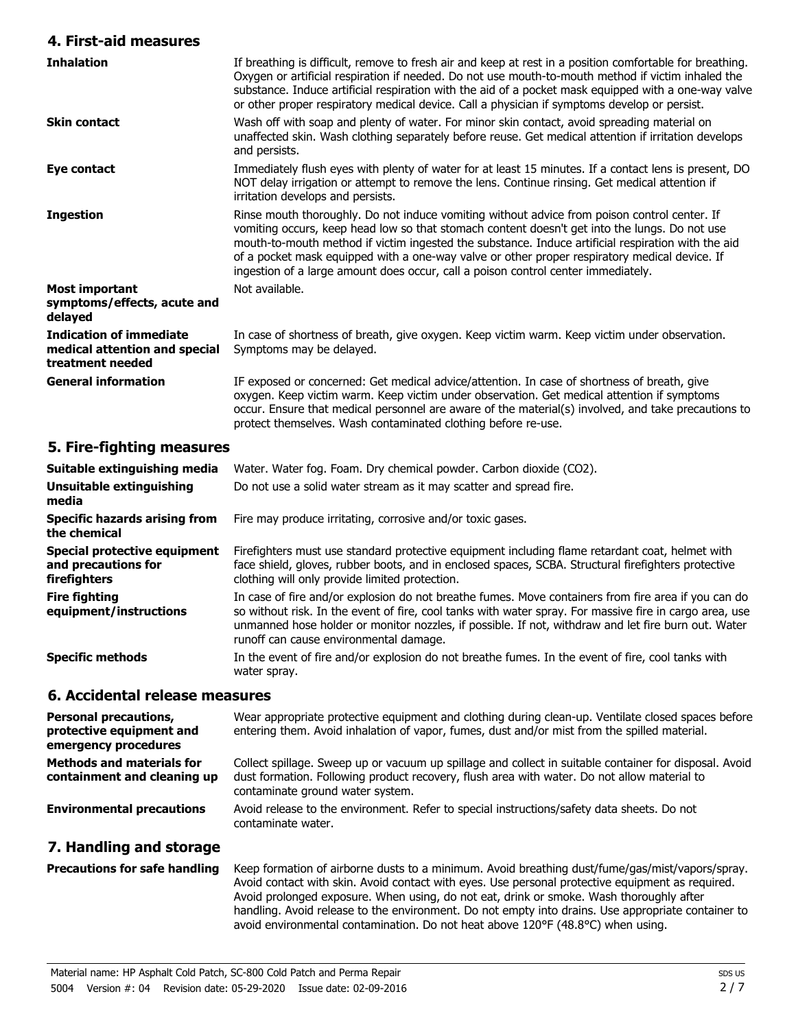## 4. First-aid measures

| | |
|---|---|
| **Inhalation** | If breathing is difficult, remove to fresh air and keep at rest in a position comfortable for breathing. Oxygen or artificial respiration if needed. Do not use mouth-to-mouth method if victim inhaled the substance. Induce artificial respiration with the aid of a pocket mask equipped with a one-way valve or other proper respiratory medical device. Call a physician if symptoms develop or persist. |
| **Skin contact** | Wash off with soap and plenty of water. For minor skin contact, avoid spreading material on unaffected skin. Wash clothing separately before reuse. Get medical attention if irritation develops and persists. |
| **Eye contact** | Immediately flush eyes with plenty of water for at least 15 minutes. If a contact lens is present, DO NOT delay irrigation or attempt to remove the lens. Continue rinsing. Get medical attention if irritation develops and persists. |
| **Ingestion** | Rinse mouth thoroughly. Do not induce vomiting without advice from poison control center. If vomiting occurs, keep head low so that stomach content doesn't get into the lungs. Do not use mouth-to-mouth method if victim ingested the substance. Induce artificial respiration with the aid of a pocket mask equipped with a one-way valve or other proper respiratory medical device. If ingestion of a large amount does occur, call a poison control center immediately. |
| **Most important symptoms/effects, acute and delayed** | Not available. |
| **Indication of immediate medical attention and special treatment needed** | In case of shortness of breath, give oxygen. Keep victim warm. Keep victim under observation. Symptoms may be delayed. |
| **General information** | IF exposed or concerned: Get medical advice/attention. In case of shortness of breath, give oxygen. Keep victim warm. Keep victim under observation. Get medical attention if symptoms occur. Ensure that medical personnel are aware of the material(s) involved, and take precautions to protect themselves. Wash contaminated clothing before re-use. |

## 5. Fire-fighting measures

| | |
|---|---|
| **Suitable extinguishing media** | Water. Water fog. Foam. Dry chemical powder. Carbon dioxide ($CO_2$). |
| **Unsuitable extinguishing media** | Do not use a solid water stream as it may scatter and spread fire. |
| **Specific hazards arising from the chemical** | Fire may produce irritating, corrosive and/or toxic gases. |
| **Special protective equipment and precautions for firefighters** | Firefighters must use standard protective equipment including flame retardant coat, helmet with face shield, gloves, rubber boots, and in enclosed spaces, SCBA. Structural firefighters protective clothing will only provide limited protection. |
| **Fire fighting equipment/instructions** | In case of fire and/or explosion do not breathe fumes. Move containers from fire area if you can do so without risk. In the event of fire, cool tanks with water spray. For massive fire in cargo area, use unmanned hose holder or monitor nozzles, if possible. If not, withdraw and let fire burn out. Water runoff can cause environmental damage. |
| **Specific methods** | In the event of fire and/or explosion do not breathe fumes. In the event of fire, cool tanks with water spray. |

## 6. Accidental release measures

| | |
|---|---|
| **Personal precautions, protective equipment and emergency procedures** | Wear appropriate protective equipment and clothing during clean-up. Ventilate closed spaces before entering them. Avoid inhalation of vapor, fumes, dust and/or mist from the spilled material. |
| **Methods and materials for containment and cleaning up** | Collect spillage. Sweep up or vacuum up spillage and collect in suitable container for disposal. Avoid dust formation. Following product recovery, flush area with water. Do not allow material to contaminate ground water system. |
| **Environmental precautions** | Avoid release to the environment. Refer to special instructions/safety data sheets. Do not contaminate water. |

## 7. Handling and storage

| | |
|---|---|
| **Precautions for safe handling** | Keep formation of airborne dusts to a minimum. Avoid breathing dust/fume/gas/mist/vapors/spray. Avoid contact with skin. Avoid contact with eyes. Use personal protective equipment as required. Avoid prolonged exposure. When using, do not eat, drink or smoke. Wash thoroughly after handling. Avoid release to the environment. Do not empty into drains. Use appropriate container to avoid environmental contamination. Do not heat above 120°F (48.8°C) when using. |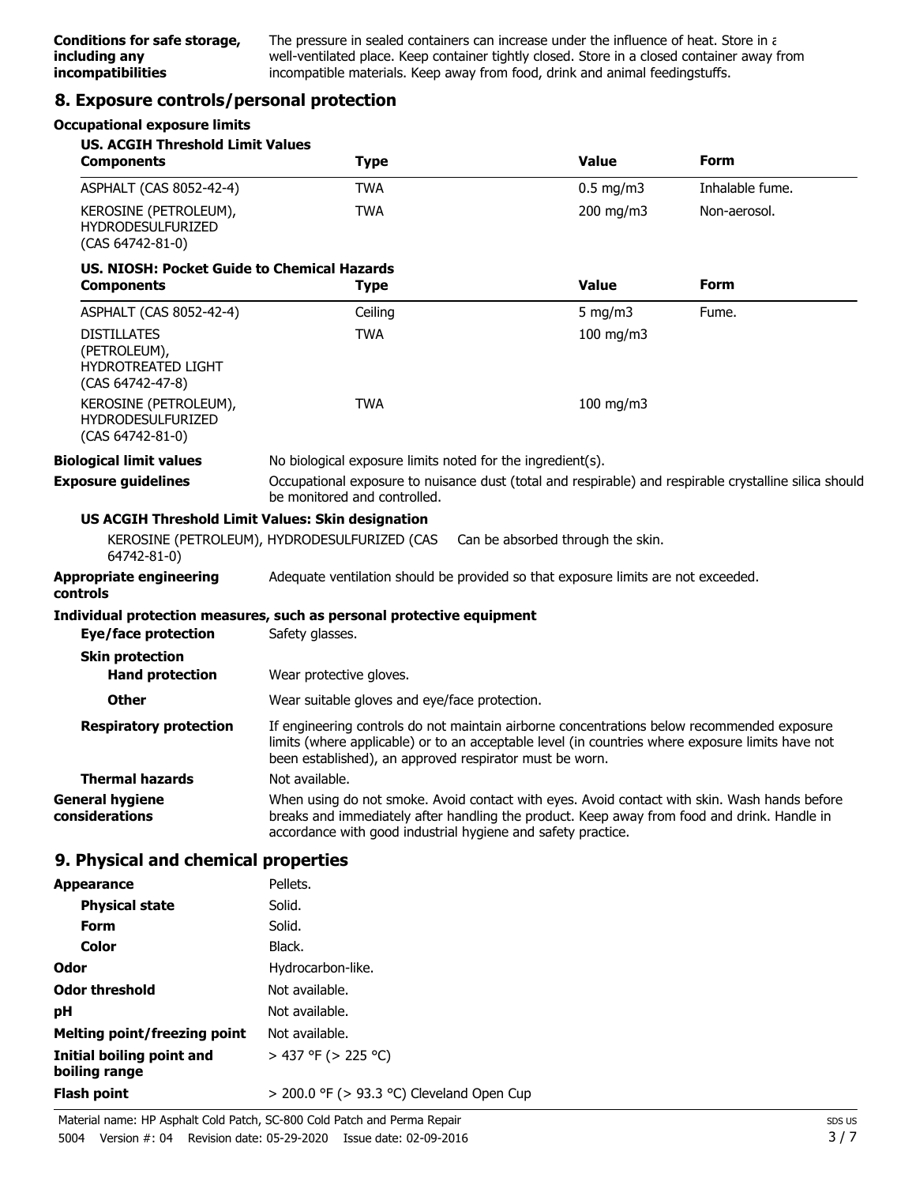**Conditions for safe storage, including any incompatibilities**
The pressure in sealed containers can increase under the influence of heat. Store in a well-ventilated place. Keep container tightly closed. Store in a closed container away from incompatible materials. Keep away from food, drink and animal feedingstuffs.

## 8. Exposure controls/personal protection

**Occupational exposure limits**

**US. ACGIH Threshold Limit Values**

| Components | Type | Value | Form |
|---|---|---|---|
| ASPHALT (CAS 8052-42-4) | TWA | 0.5 mg/m3 | Inhalable fume. |
| KEROSINE (PETROLEUM), HYDRODESULFURIZED (CAS 64742-81-0) | TWA | 200 mg/m3 | Non-aerosol. |

**US. NIOSH: Pocket Guide to Chemical Hazards**

| Components | Type | Value | Form |
|---|---|---|---|
| ASPHALT (CAS 8052-42-4) | Ceiling | 5 mg/m3 | Fume. |
| DISTILLATES (PETROLEUM), HYDROTREATED LIGHT (CAS 64742-47-8) | TWA | 100 mg/m3 | |
| KEROSINE (PETROLEUM), HYDRODESULFURIZED (CAS 64742-81-0) | TWA | 100 mg/m3 | |

**Biological limit values**
No biological exposure limits noted for the ingredient(s).

**Exposure guidelines**
Occupational exposure to nuisance dust (total and respirable) and respirable crystalline silica should be monitored and controlled.

**US ACGIH Threshold Limit Values: Skin designation**

KEROSINE (PETROLEUM), HYDRODESULFURIZED (CAS 64742-81-0) Can be absorbed through the skin.

**Appropriate engineering controls**
Adequate ventilation should be provided so that exposure limits are not exceeded.

**Individual protection measures, such as personal protective equipment**

**Eye/face protection**
Safety glasses.

**Skin protection**

**Hand protection**
Wear protective gloves.

**Other**
Wear suitable gloves and eye/face protection.

**Respiratory protection**
If engineering controls do not maintain airborne concentrations below recommended exposure limits (where applicable) or to an acceptable level (in countries where exposure limits have not been established), an approved respirator must be worn.

**Thermal hazards**
Not available.

**General hygiene considerations**
When using do not smoke. Avoid contact with eyes. Avoid contact with skin. Wash hands before breaks and immediately after handling the product. Keep away from food and drink. Handle in accordance with good industrial hygiene and safety practice.

## 9. Physical and chemical properties

| | |
|---|---|
| **Appearance** | Pellets. |
| **Physical state** | Solid. |
| **Form** | Solid. |
| **Color** | Black. |
| **Odor** | Hydrocarbon-like. |
| **Odor threshold** | Not available. |
| **pH** | Not available. |
| **Melting point/freezing point** | Not available. |
| **Initial boiling point and boiling range** | > 437 °F (> 225 °C) |
| **Flash point** | > 200.0 °F (> 93.3 °C) Cleveland Open Cup |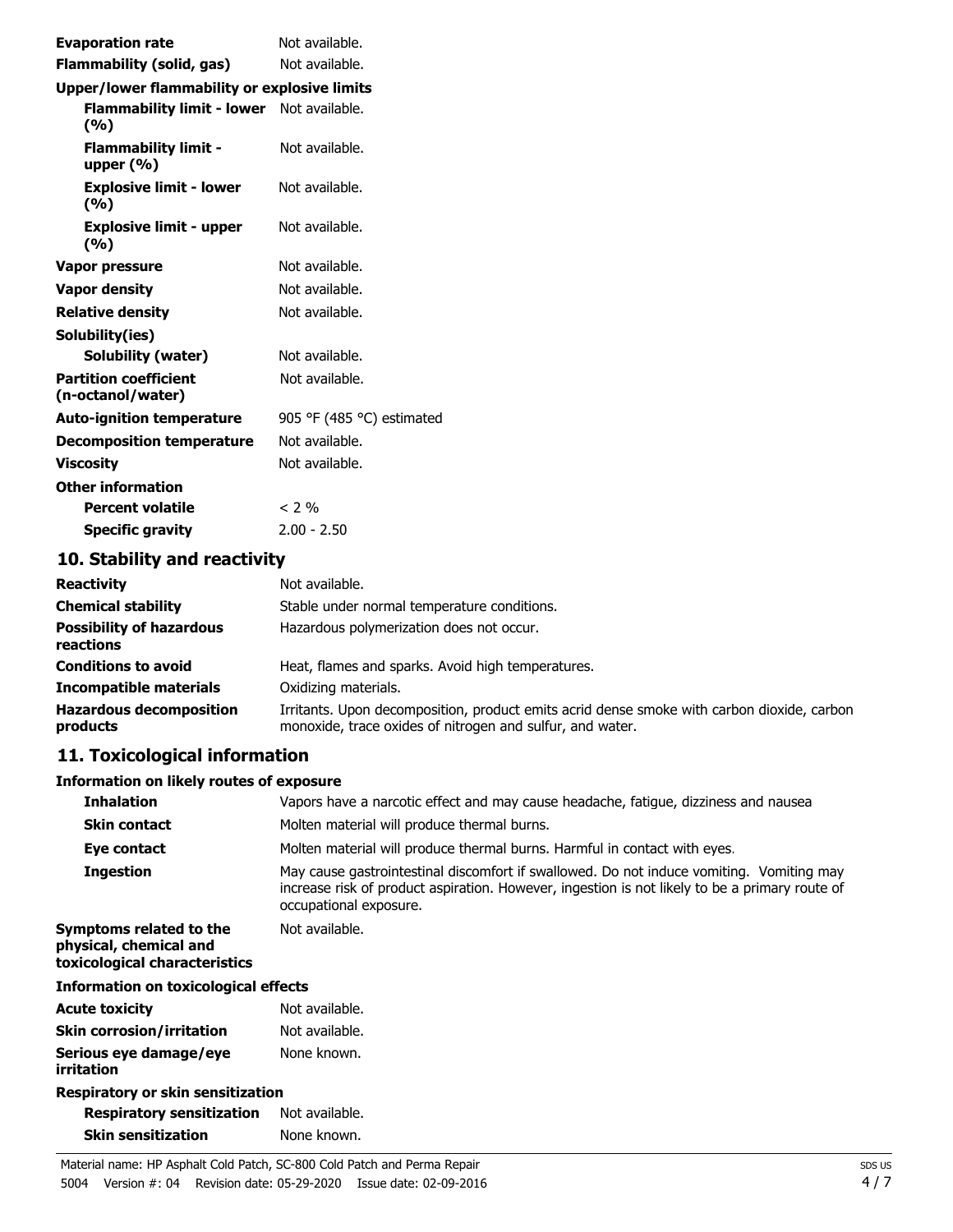| | |
|---|---|
| **Evaporation rate** | Not available. |
| **Flammability (solid, gas)** | Not available. |
| **Upper/lower flammability or explosive limits** | |
| **Flammability limit - lower (%)** | Not available. |
| **Flammability limit - upper (%)** | Not available. |
| **Explosive limit - lower (%)** | Not available. |
| **Explosive limit - upper (%)** | Not available. |
| **Vapor pressure** | Not available. |
| **Vapor density** | Not available. |
| **Relative density** | Not available. |
| **Solubility(ies)** | |
| **Solubility (water)** | Not available. |
| **Partition coefficient (n-octanol/water)** | Not available. |
| **Auto-ignition temperature** | 905 °F (485 °C) estimated |
| **Decomposition temperature** | Not available. |
| **Viscosity** | Not available. |
| **Other information** | |
| **Percent volatile** | < 2 % |
| **Specific gravity** | 2.00 - 2.50 |

## 10. Stability and reactivity

| | |
|---|---|
| **Reactivity** | Not available. |
| **Chemical stability** | Stable under normal temperature conditions. |
| **Possibility of hazardous reactions** | Hazardous polymerization does not occur. |
| **Conditions to avoid** | Heat, flames and sparks. Avoid high temperatures. |
| **Incompatible materials** | Oxidizing materials. |
| **Hazardous decomposition products** | Irritants. Upon decomposition, product emits acrid dense smoke with carbon dioxide, carbon monoxide, trace oxides of nitrogen and sulfur, and water. |

## 11. Toxicological information

**Information on likely routes of exposure**

| | |
|---|---|
| **Inhalation** | Vapors have a narcotic effect and may cause headache, fatigue, dizziness and nausea |
| **Skin contact** | Molten material will produce thermal burns. |
| **Eye contact** | Molten material will produce thermal burns. Harmful in contact with eyes. |
| **Ingestion** | May cause gastrointestinal discomfort if swallowed. Do not induce vomiting. Vomiting may increase risk of product aspiration. However, ingestion is not likely to be a primary route of occupational exposure. |
| **Symptoms related to the physical, chemical and toxicological characteristics** | Not available. |

**Information on toxicological effects**

| | |
|---|---|
| **Acute toxicity** | Not available. |
| **Skin corrosion/irritation** | Not available. |
| **Serious eye damage/eye irritation** | None known. |
| **Respiratory or skin sensitization** | |
| **Respiratory sensitization** | Not available. |
| **Skin sensitization** | None known. |

Material name: HP Asphalt Cold Patch, SC-800 Cold Patch and Perma Repair
5004 Version #: 04 Revision date: 05-29-2020 Issue date: 02-09-2016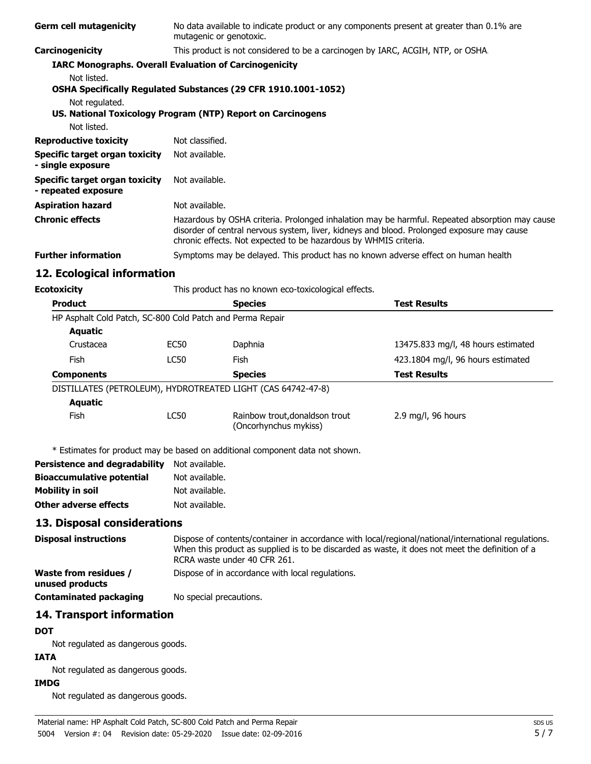| | |
|---|---|
| **Germ cell mutagenicity** | No data available to indicate product or any components present at greater than 0.1% are mutagenic or genotoxic. |
| **Carcinogenicity** | This product is not considered to be a carcinogen by IARC, ACGIH, NTP, or OSHA. |

**IARC Monographs. Overall Evaluation of Carcinogenicity**

Not listed.

**OSHA Specifically Regulated Substances (29 CFR 1910.1001-1052)**

Not regulated.

**US. National Toxicology Program (NTP) Report on Carcinogens**

Not listed.

| | |
|---|---|
| **Reproductive toxicity** | Not classified. |
| **Specific target organ toxicity - single exposure** | Not available. |
| **Specific target organ toxicity - repeated exposure** | Not available. |
| **Aspiration hazard** | Not available. |
| **Chronic effects** | Hazardous by OSHA criteria. Prolonged inhalation may be harmful. Repeated absorption may cause disorder of central nervous system, liver, kidneys and blood. Prolonged exposure may cause chronic effects. Not expected to be hazardous by WHMIS criteria. |
| **Further information** | Symptoms may be delayed. This product has no known adverse effect on human health |

## 12. Ecological information

**Ecotoxicity** This product has no known eco-toxicological effects.

| Product | | Species | Test Results |
|---|---|---|---|
| HP Asphalt Cold Patch, SC-800 Cold Patch and Perma Repair | | | |
| **Aquatic** | | | |
| Crustacea | EC50 | Daphnia | 13475.833 mg/l, 48 hours estimated |
| Fish | LC50 | Fish | 423.1804 mg/l, 96 hours estimated |
| **Components** | | **Species** | **Test Results** |
| DISTILLATES (PETROLEUM), HYDROTREATED LIGHT (CAS 64742-47-8) | | | |
| **Aquatic** | | | |
| Fish | LC50 | Rainbow trout,donaldson trout (Oncorhynchus mykiss) | 2.9 mg/l, 96 hours |

* Estimates for product may be based on additional component data not shown.

| | |
|---|---|
| **Persistence and degradability** | Not available. |
| **Bioaccumulative potential** | Not available. |
| **Mobility in soil** | Not available. |
| **Other adverse effects** | Not available. |

## 13. Disposal considerations

| | |
|---|---|
| **Disposal instructions** | Dispose of contents/container in accordance with local/regional/national/international regulations. When this product as supplied is to be discarded as waste, it does not meet the definition of a RCRA waste under 40 CFR 261. |
| **Waste from residues / unused products** | Dispose of in accordance with local regulations. |
| **Contaminated packaging** | No special precautions. |

## 14. Transport information

**DOT**

Not regulated as dangerous goods.

**IATA**

Not regulated as dangerous goods.

**IMDG**

Not regulated as dangerous goods.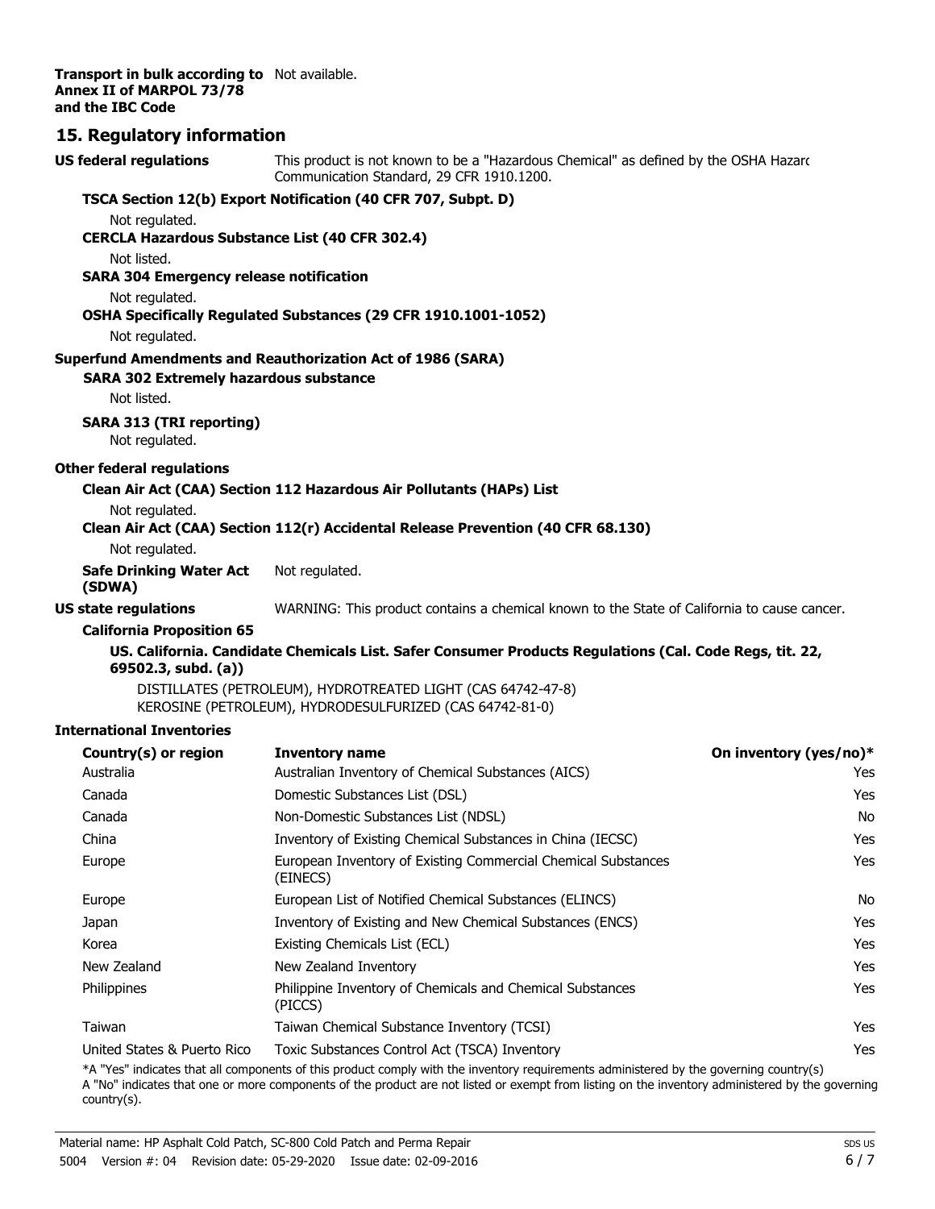**Transport in bulk according to Annex II of MARPOL 73/78 and the IBC Code** Not available.

## 15. Regulatory information

**US federal regulations** This product is not known to be a "Hazardous Chemical" as defined by the OSHA Hazard Communication Standard, 29 CFR 1910.1200.

**TSCA Section 12(b) Export Notification (40 CFR 707, Subpt. D)**

Not regulated.

**CERCLA Hazardous Substance List (40 CFR 302.4)**

Not listed.

**SARA 304 Emergency release notification**

Not regulated.

**OSHA Specifically Regulated Substances (29 CFR 1910.1001-1052)**

Not regulated.

**Superfund Amendments and Reauthorization Act of 1986 (SARA)**

**SARA 302 Extremely hazardous substance**

Not listed.

**SARA 313 (TRI reporting)**

Not regulated.

**Other federal regulations**

**Clean Air Act (CAA) Section 112 Hazardous Air Pollutants (HAPs) List**

Not regulated.

**Clean Air Act (CAA) Section 112(r) Accidental Release Prevention (40 CFR 68.130)**

Not regulated.

**Safe Drinking Water Act (SDWA)** Not regulated.

**US state regulations** WARNING: This product contains a chemical known to the State of California to cause cancer.

**California Proposition 65**

**US. California. Candidate Chemicals List. Safer Consumer Products Regulations (Cal. Code Regs, tit. 22, 69502.3, subd. (a))**

DISTILLATES (PETROLEUM), HYDROTREATED LIGHT (CAS 64742-47-8)
KEROSINE (PETROLEUM), HYDRODESULFURIZED (CAS 64742-81-0)

**International Inventories**

| Country(s) or region | Inventory name | On inventory (yes/no)* |
|---|---|---|
| Australia | Australian Inventory of Chemical Substances (AICS) | Yes |
| Canada | Domestic Substances List (DSL) | Yes |
| Canada | Non-Domestic Substances List (NDSL) | No |
| China | Inventory of Existing Chemical Substances in China (IECSC) | Yes |
| Europe | European Inventory of Existing Commercial Chemical Substances (EINECS) | Yes |
| Europe | European List of Notified Chemical Substances (ELINCS) | No |
| Japan | Inventory of Existing and New Chemical Substances (ENCS) | Yes |
| Korea | Existing Chemicals List (ECL) | Yes |
| New Zealand | New Zealand Inventory | Yes |
| Philippines | Philippine Inventory of Chemicals and Chemical Substances (PICCS) | Yes |
| Taiwan | Taiwan Chemical Substance Inventory (TCSI) | Yes |
| United States & Puerto Rico | Toxic Substances Control Act (TSCA) Inventory | Yes |

*A "Yes" indicates that all components of this product comply with the inventory requirements administered by the governing country(s)
A "No" indicates that one or more components of the product are not listed or exempt from listing on the inventory administered by the governing country(s).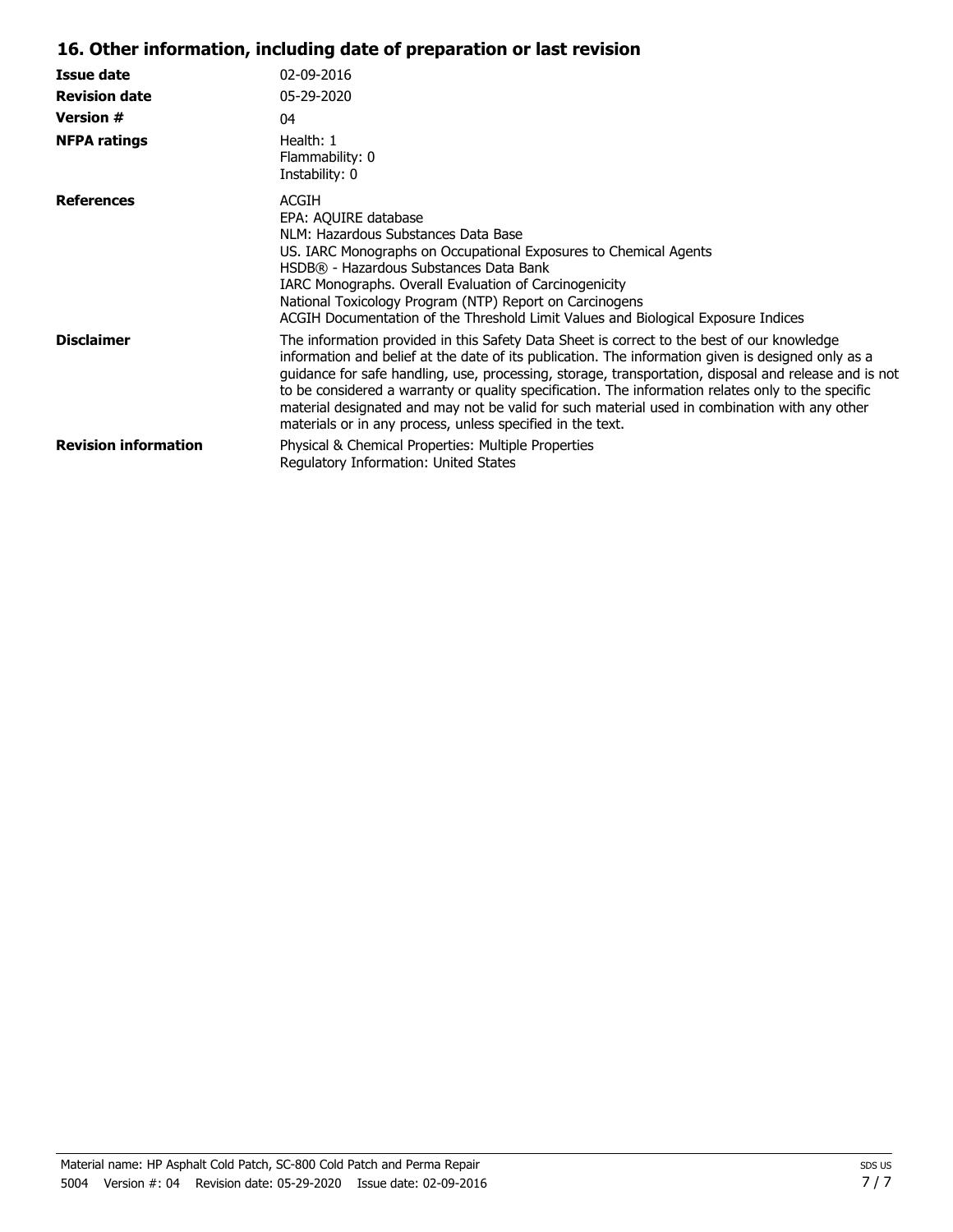## 16. Other information, including date of preparation or last revision

| | |
|---|---|
| **Issue date** | 02-09-2016 |
| **Revision date** | 05-29-2020 |
| **Version #** | 04 |
| **NFPA ratings** | Health: 1<br>Flammability: 0<br>Instability: 0 |
| **References** | ACGIH<br>EPA: AQUIRE database<br>NLM: Hazardous Substances Data Base<br>US. IARC Monographs on Occupational Exposures to Chemical Agents<br>HSDB® - Hazardous Substances Data Bank<br>IARC Monographs. Overall Evaluation of Carcinogenicity<br>National Toxicology Program (NTP) Report on Carcinogens<br>ACGIH Documentation of the Threshold Limit Values and Biological Exposure Indices |
| **Disclaimer** | The information provided in this Safety Data Sheet is correct to the best of our knowledge information and belief at the date of its publication. The information given is designed only as a guidance for safe handling, use, processing, storage, transportation, disposal and release and is not to be considered a warranty or quality specification. The information relates only to the specific material designated and may not be valid for such material used in combination with any other materials or in any process, unless specified in the text. |
| **Revision information** | Physical & Chemical Properties: Multiple Properties<br>Regulatory Information: United States |